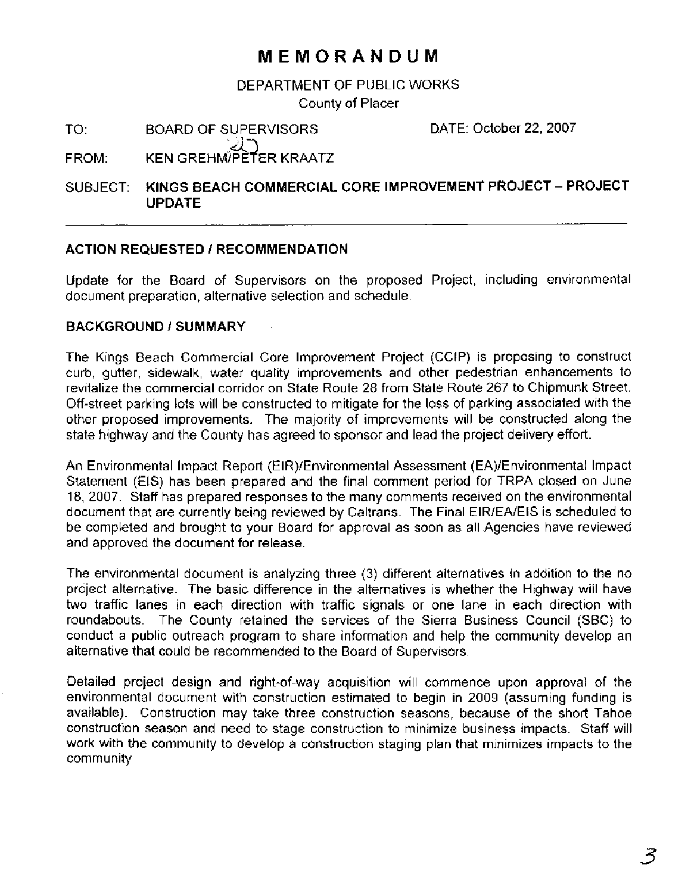# MEMORANDUM

DEPARTMENT OF PUBLIC WORKS
County of Placer

TO: BOARD OF SUPERVISORS DATE: October 22, 2007

FROM: KEN GREHM/PETER KRAATZ

SUBJECT: **KINGS BEACH COMMERCIAL CORE IMPROVEMENT PROJECT – PROJECT UPDATE**

---

## ACTION REQUESTED / RECOMMENDATION

Update for the Board of Supervisors on the proposed Project, including environmental document preparation, alternative selection and schedule.

## BACKGROUND / SUMMARY

The Kings Beach Commercial Core Improvement Project (CCIP) is proposing to construct curb, gutter, sidewalk, water quality improvements and other pedestrian enhancements to revitalize the commercial corridor on State Route 28 from State Route 267 to Chipmunk Street. Off-street parking lots will be constructed to mitigate for the loss of parking associated with the other proposed improvements. The majority of improvements will be constructed along the state highway and the County has agreed to sponsor and lead the project delivery effort.

An Environmental Impact Report (EIR)/Environmental Assessment (EA)/Environmental Impact Statement (EIS) has been prepared and the final comment period for TRPA closed on June 18, 2007. Staff has prepared responses to the many comments received on the environmental document that are currently being reviewed by Caltrans. The Final EIR/EA/EIS is scheduled to be completed and brought to your Board for approval as soon as all Agencies have reviewed and approved the document for release.

The environmental document is analyzing three (3) different alternatives in addition to the no project alternative. The basic difference in the alternatives is whether the Highway will have two traffic lanes in each direction with traffic signals or one lane in each direction with roundabouts. The County retained the services of the Sierra Business Council (SBC) to conduct a public outreach program to share information and help the community develop an alternative that could be recommended to the Board of Supervisors.

Detailed project design and right-of-way acquisition will commence upon approval of the environmental document with construction estimated to begin in 2009 (assuming funding is available). Construction may take three construction seasons, because of the short Tahoe construction season and need to stage construction to minimize business impacts. Staff will work with the community to develop a construction staging plan that minimizes impacts to the community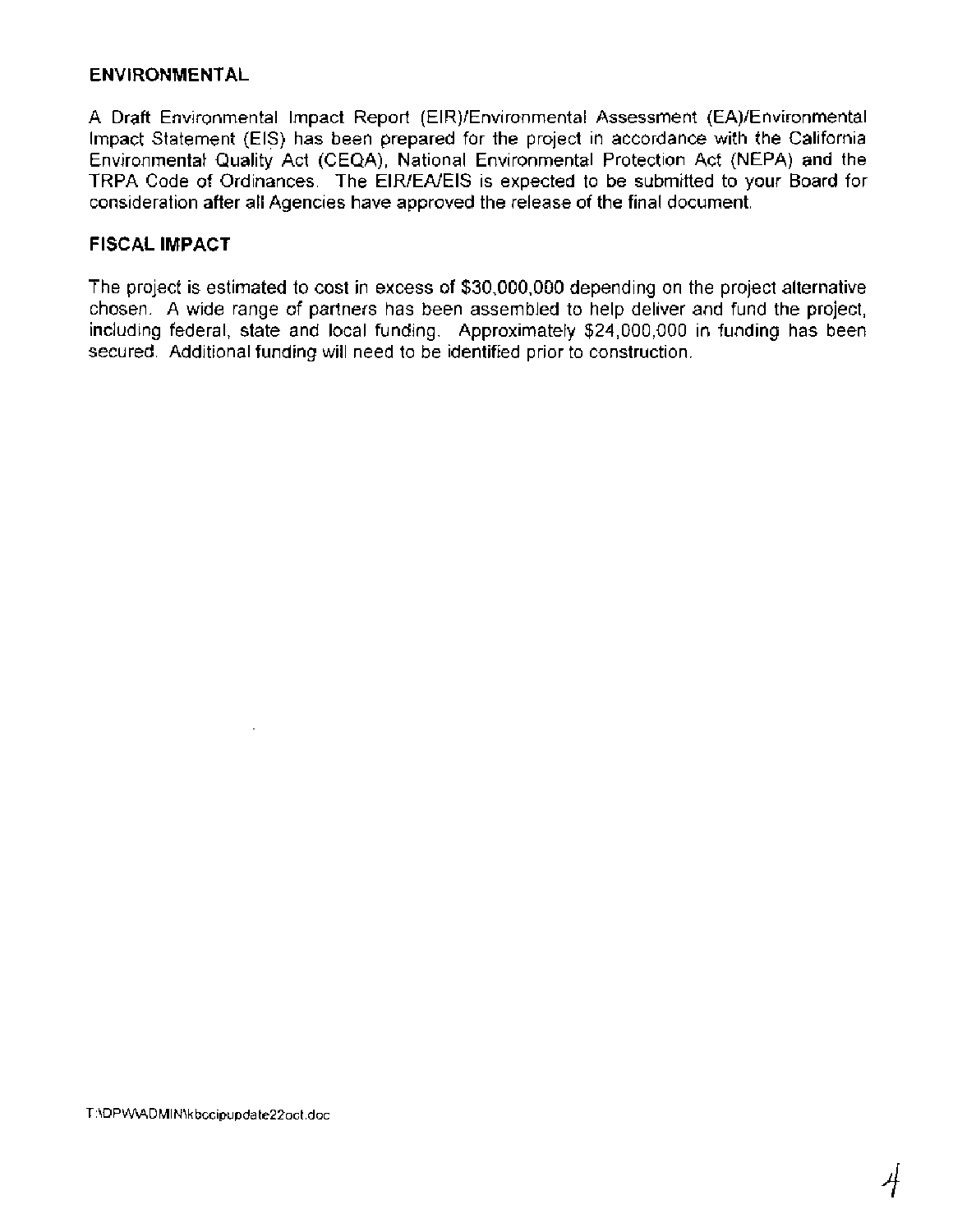## ENVIRONMENTAL

A Draft Environmental Impact Report (EIR)/Environmental Assessment (EA)/Environmental Impact Statement (EIS) has been prepared for the project in accordance with the California Environmental Quality Act (CEQA), National Environmental Protection Act (NEPA) and the TRPA Code of Ordinances. The EIR/EA/EIS is expected to be submitted to your Board for consideration after all Agencies have approved the release of the final document.

## FISCAL IMPACT

The project is estimated to cost in excess of $30,000,000 depending on the project alternative chosen. A wide range of partners has been assembled to help deliver and fund the project, including federal, state and local funding. Approximately $24,000,000 in funding has been secured. Additional funding will need to be identified prior to construction.

T:\DPW\ADMIN\kbccipupdate22oct.doc